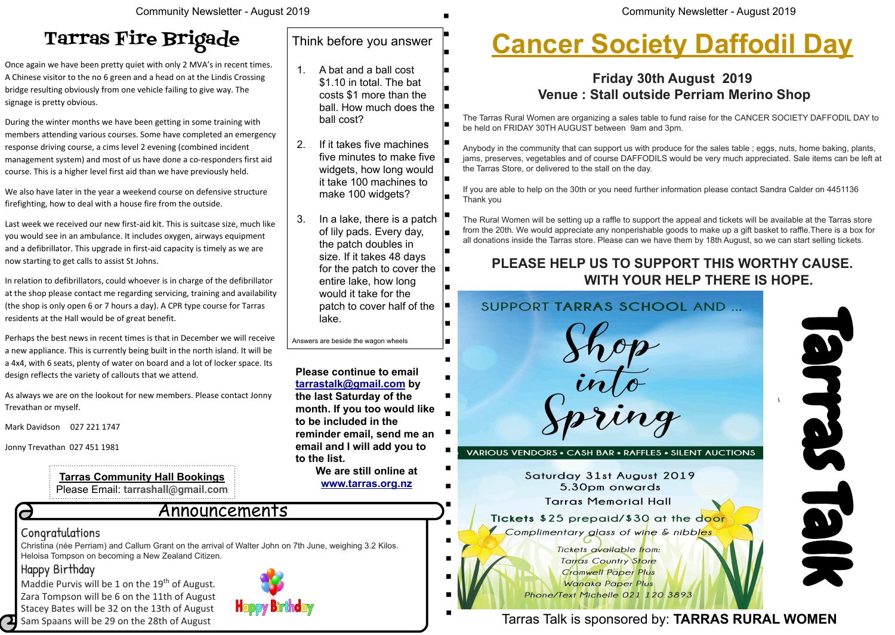# Tarras Fire Brigade

Once again we have been pretty quiet with only 2 MVA's in recent times. A Chinese visitor to the no 6 green and a head on at the Lindis Crossing bridge resulting obviously from one vehicle failing to give way. The signage is pretty obvious.

During the winter months we have been getting in some training with members attending various courses. Some have completed an emergency response driving course, a cims level 2 evening (combined incident management system) and most of us have done a co-responders first aid course. This is a higher level first aid than we have previously held.

We also have later in the year a weekend course on defensive structure firefighting, how to deal with a house fire from the outside.

Last week we received our new first-aid kit. This is suitcase size, much like you would see in an ambulance. It includes oxygen, airways equipment and a defibrillator. This upgrade in first-aid capacity is timely as we are now starting to get calls to assist St Johns.

In relation to defibrillators, could whoever is in charge of the defibrillator at the shop please contact me regarding servicing, training and availability (the shop is only open 6 or 7 hours a day). A CPR type course for Tarras residents at the Hall would be of great benefit.

Perhaps the best news in recent times is that in December we will receive a new appliance. This is currently being built in the north island. It will be a 4x4, with 6 seats, plenty of water on board and a lot of locker space. Its design reflects the variety of callouts that we attend.

As always we are on the lookout for new members. Please contact Jonny Trevathan or myself.

Mark Davidson 027 221 1747

Jonny Trevathan 027 451 1981

**Tarras Community Hall Bookings**
Please Email: **tarrashall@gmail.com**

## Think before you answer

1. A bat and a ball cost $1.10 in total. The bat costs $1 more than the ball. How much does the ball cost?
2. If it takes five machines five minutes to make five widgets, how long would it take 100 machines to make 100 widgets?
3. In a lake, there is a patch of lily pads. Every day, the patch doubles in size. If it takes 48 days for the patch to cover the entire lake, how long would it take for the patch to cover half of the lake.

Answers are beside the wagon wheels

**Please continue to email tarrastalk@gmail.com by the last Saturday of the month. If you too would like to be included in the reminder email, send me an email and I will add you to to the list.**

**We are still online at www.tarras.org.nz**

## Announcements

### Congratulations

Christina (née Perriam) and Callum Grant on the arrival of Walter John on 7th June, weighing 3.2 Kilos.
Heloisa Tompson on becoming a New Zealand Citizen.

### Happy Birthday

Maddie Purvis will be 1 on the 19th of August.
Zara Tompson will be 6 on the 11th of August
Stacey Bates will be 32 on the 13th of August
Sam Spaans will be 29 on the 28th of August

# Cancer Society Daffodil Day

## Friday 30th August 2019
## Venue : Stall outside Perriam Merino Shop

The Tarras Rural Women are organizing a sales table to fund raise for the CANCER SOCIETY DAFFODIL DAY to be held on FRIDAY 30TH AUGUST between 9am and 3pm.

Anybody in the community that can support us with produce for the sales table ; eggs, nuts, home baking, plants, jams, preserves, vegetables and of course DAFFODILS would be very much appreciated. Sale items can be left at the Tarras Store, or delivered to the stall on the day.

If you are able to help on the 30th or you need further information please contact Sandra Calder on 4451136
Thank you

The Rural Women will be setting up a raffle to support the appeal and tickets will be available at the Tarras store from the 20th. We would appreciate any nonperishable goods to make up a gift basket to raffle.There is a box for all donations inside the Tarras store. Please can we have them by 18th August, so we can start selling tickets.

**PLEASE HELP US TO SUPPORT THIS WORTHY CAUSE. WITH YOUR HELP THERE IS HOPE.**

SUPPORT TARRAS SCHOOL AND ...

## Shop into Spring

VARIOUS VENDORS • CASH BAR • RAFFLES • SILENT AUCTIONS

Saturday 31st August 2019
5.30pm onwards
Tarras Memorial Hall

Tickets $25 prepaid/$30 at the door
*Complimentary glass of wine & nibbles*

*Tickets available from:*
*Tarras Country Store*
*Cromwell Paper Plus*
*Wanaka Paper Plus*
*Phone/Text Michelle 021 120 3893*

# Tarras Talk

Tarras Talk is sponsored by: **TARRAS RURAL WOMEN**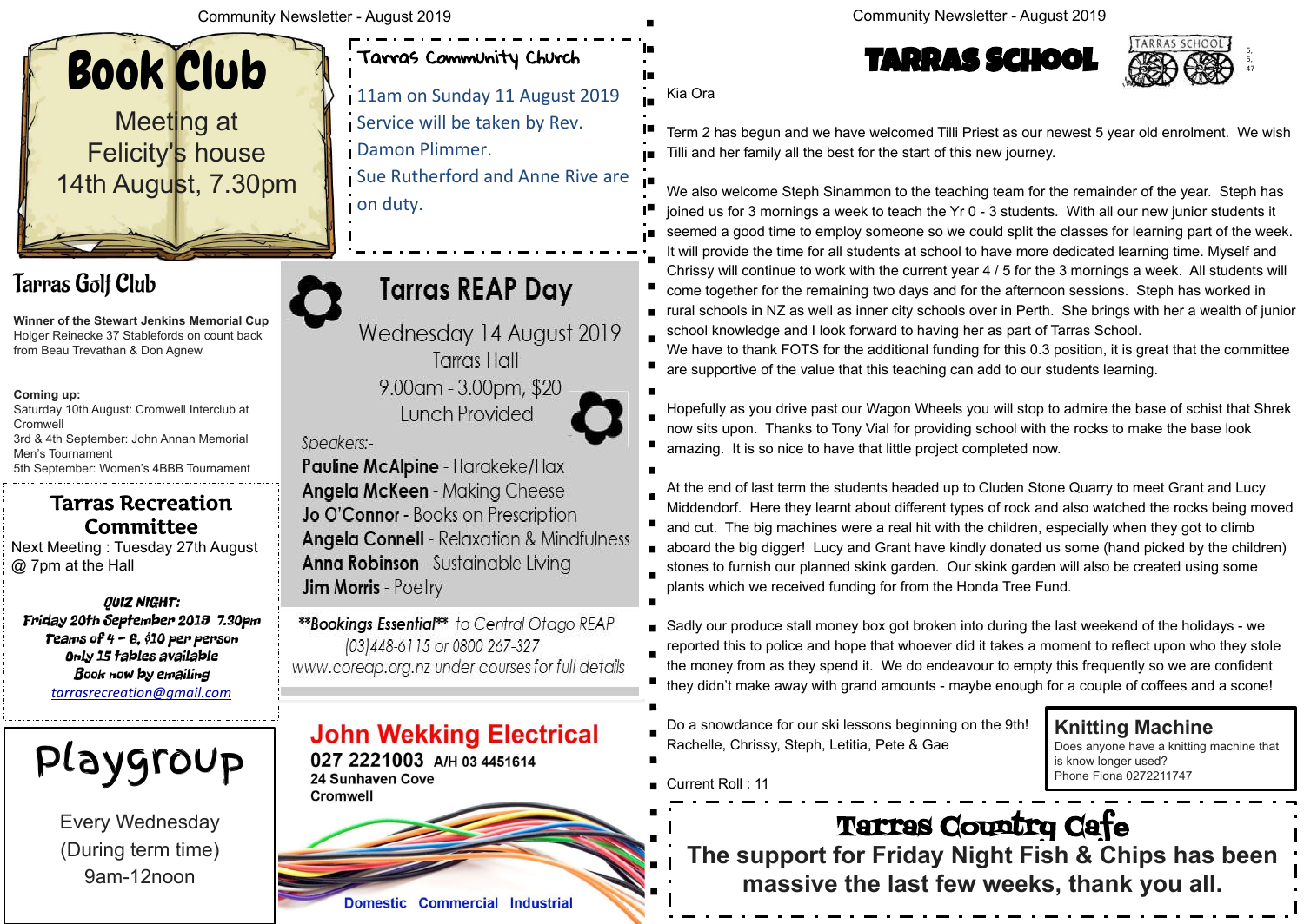# Book Club

Meeting at Felicity's house 14th August, 7.30pm

## Tarras Community Church

11am on Sunday 11 August 2019
Service will be taken by Rev. Damon Plimmer.
Sue Rutherford and Anne Rive are on duty.

## Tarras Golf Club

**Winner of the Stewart Jenkins Memorial Cup**
Holger Reinecke 37 Stablefords on count back from Beau Trevathan & Don Agnew

**Coming up:**
Saturday 10th August: Cromwell Interclub at Cromwell
3rd & 4th September: John Annan Memorial Men's Tournament
5th September: Women's 4BBB Tournament

## Tarras REAP Day

Wednesday 14 August 2019
Tarras Hall
9.00am - 3.00pm, $20
Lunch Provided

Speakers:-
**Pauline McAlpine** - Harakeke/Flax
**Angela McKeen** - Making Cheese
**Jo O'Connor** - Books on Prescription
**Angela Connell** - Relaxation & Mindfulness
**Anna Robinson** - Sustainable Living
**Jim Morris** - Poetry

**Bookings Essential** to Central Otago REAP
(03)448-6115 or 0800 267-327
www.coreap.org.nz under courses for full details

## Tarras Recreation Committee

Next Meeting : Tuesday 27th August @ 7pm at the Hall

**QUIZ NIGHT:**
**Friday 20th September 2019 7.30pm**
**Teams of 4 - 8, $10 per person**
**Only 15 tables available**
**Book now by emailing**
tarrasrecreation@gmail.com

# Playgroup

Every Wednesday
(During term time)
9am-12noon

## John Wekking Electrical

**027 2221003** A/H 03 4451614
24 Sunhaven Cove
Cromwell

Domestic Commercial Industrial

# TARRAS SCHOOL

Kia Ora

Term 2 has begun and we have welcomed Tilli Priest as our newest 5 year old enrolment. We wish Tilli and her family all the best for the start of this new journey.

We also welcome Steph Sinammon to the teaching team for the remainder of the year. Steph has joined us for 3 mornings a week to teach the Yr 0 - 3 students. With all our new junior students it seemed a good time to employ someone so we could split the classes for learning part of the week. It will provide the time for all students at school to have more dedicated learning time. Myself and Chrissy will continue to work with the current year 4 / 5 for the 3 mornings a week. All students will come together for the remaining two days and for the afternoon sessions. Steph has worked in rural schools in NZ as well as inner city schools over in Perth. She brings with her a wealth of junior school knowledge and I look forward to having her as part of Tarras School.
We have to thank FOTS for the additional funding for this 0.3 position, it is great that the committee are supportive of the value that this teaching can add to our students learning.

Hopefully as you drive past our Wagon Wheels you will stop to admire the base of schist that Shrek now sits upon. Thanks to Tony Vial for providing school with the rocks to make the base look amazing. It is so nice to have that little project completed now.

At the end of last term the students headed up to Cluden Stone Quarry to meet Grant and Lucy Middendorf. Here they learnt about different types of rock and also watched the rocks being moved and cut. The big machines were a real hit with the children, especially when they got to climb aboard the big digger! Lucy and Grant have kindly donated us some (hand picked by the children) stones to furnish our planned skink garden. Our skink garden will also be created using some plants which we received funding for from the Honda Tree Fund.

Sadly our produce stall money box got broken into during the last weekend of the holidays - we reported this to police and hope that whoever did it takes a moment to reflect upon who they stole the money from as they spend it. We do endeavour to empty this frequently so we are confident they didn't make away with grand amounts - maybe enough for a couple of coffees and a scone!

Do a snowdance for our ski lessons beginning on the 9th!
Rachelle, Chrissy, Steph, Letitia, Pete & Gae

Current Roll : 11

## Knitting Machine

Does anyone have a knitting machine that is know longer used?
Phone Fiona 0272211747

## Tarras Country Cafe

**The support for Friday Night Fish & Chips has been massive the last few weeks, thank you all.**